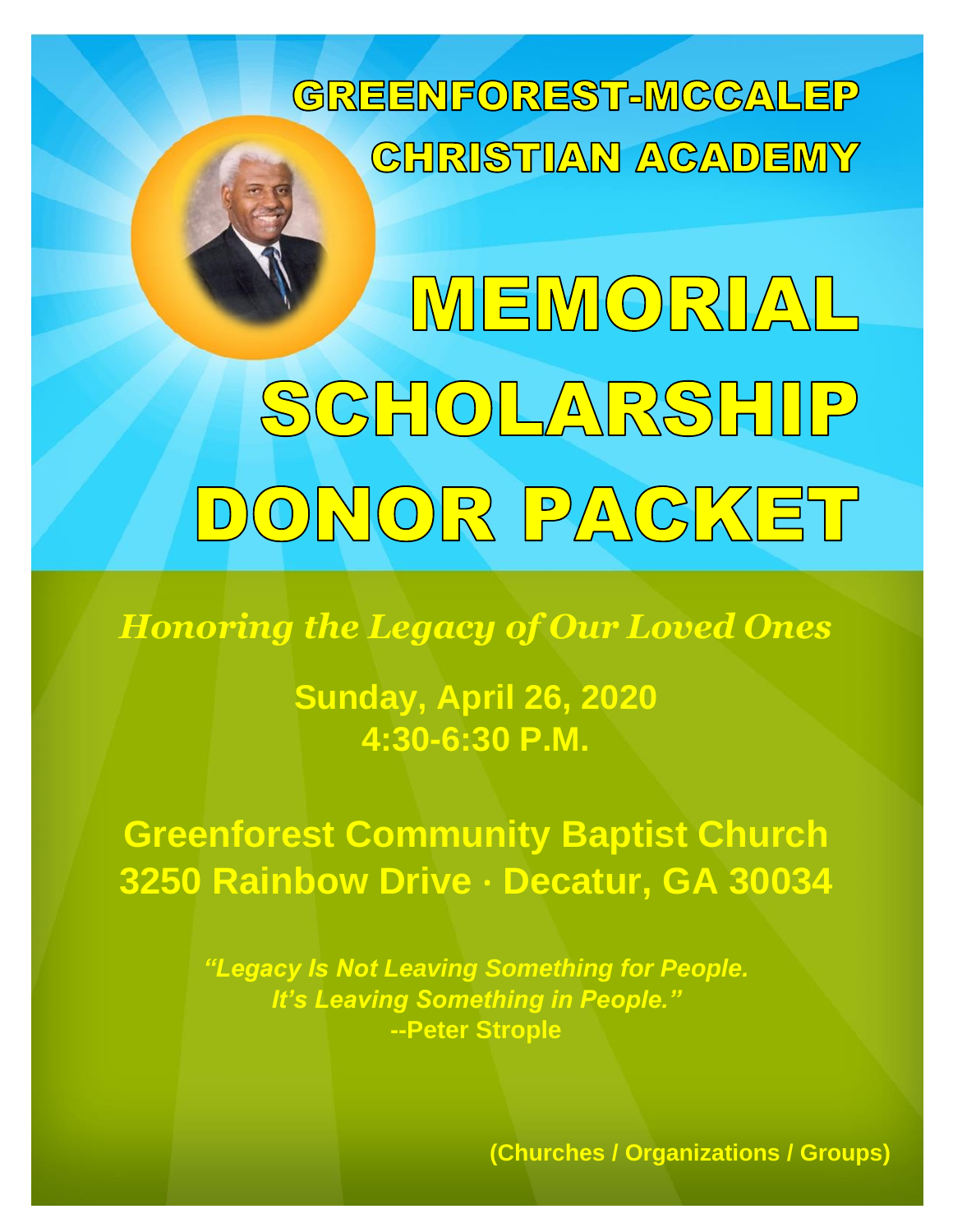# GREENFOREST-MCCALEP CHRISTIAN ACADEMY

# MEMORIAL SCHOLARSHIP DONOR PACKET

*Honoring the Legacy of Our Loved Ones*

**Sunday, April 26, 2020**
**4:30-6:30 P.M.**

**Greenforest Community Baptist Church**
**3250 Rainbow Drive · Decatur, GA 30034**

***"Legacy Is Not Leaving Something for People. It's Leaving Something in People."***
**--Peter Strople**

**(Churches / Organizations / Groups)**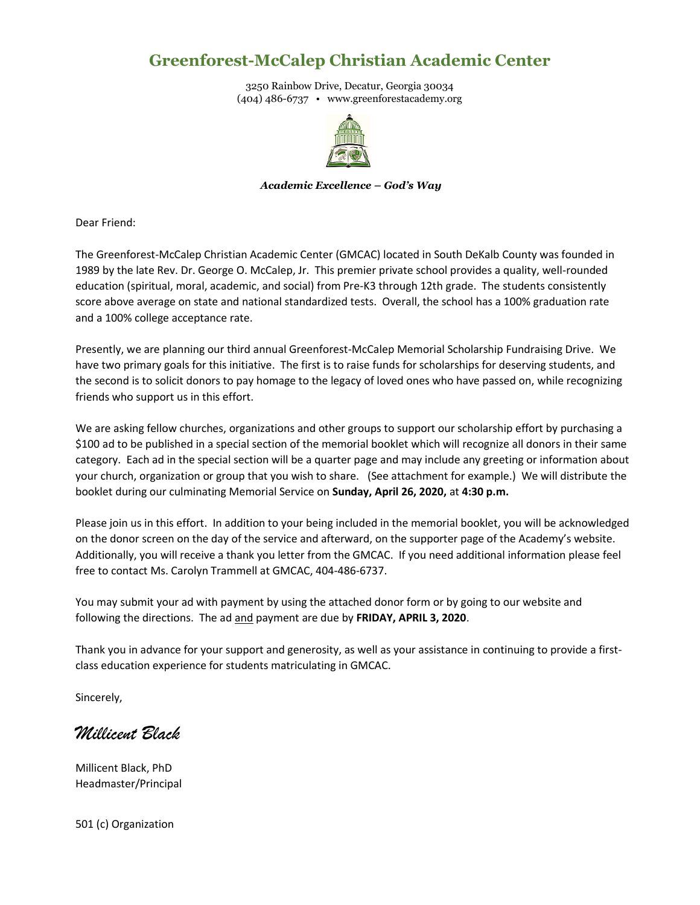# Greenforest-McCalep Christian Academic Center

3250 Rainbow Drive, Decatur, Georgia 30034
(404) 486-6737 • www.greenforestacademy.org

***Academic Excellence – God's Way***

Dear Friend:

The Greenforest-McCalep Christian Academic Center (GMCAC) located in South DeKalb County was founded in 1989 by the late Rev. Dr. George O. McCalep, Jr. This premier private school provides a quality, well-rounded education (spiritual, moral, academic, and social) from Pre-K3 through 12th grade. The students consistently score above average on state and national standardized tests. Overall, the school has a 100% graduation rate and a 100% college acceptance rate.

Presently, we are planning our third annual Greenforest-McCalep Memorial Scholarship Fundraising Drive. We have two primary goals for this initiative. The first is to raise funds for scholarships for deserving students, and the second is to solicit donors to pay homage to the legacy of loved ones who have passed on, while recognizing friends who support us in this effort.

We are asking fellow churches, organizations and other groups to support our scholarship effort by purchasing a $100 ad to be published in a special section of the memorial booklet which will recognize all donors in their same category. Each ad in the special section will be a quarter page and may include any greeting or information about your church, organization or group that you wish to share. (See attachment for example.) We will distribute the booklet during our culminating Memorial Service on **Sunday, April 26, 2020,** at **4:30 p.m.**

Please join us in this effort. In addition to your being included in the memorial booklet, you will be acknowledged on the donor screen on the day of the service and afterward, on the supporter page of the Academy's website. Additionally, you will receive a thank you letter from the GMCAC. If you need additional information please feel free to contact Ms. Carolyn Trammell at GMCAC, 404-486-6737.

You may submit your ad with payment by using the attached donor form or by going to our website and following the directions. The ad <u>and</u> payment are due by **FRIDAY, APRIL 3, 2020**.

Thank you in advance for your support and generosity, as well as your assistance in continuing to provide a first-class education experience for students matriculating in GMCAC.

Sincerely,

*Millicent Black*

Millicent Black, PhD
Headmaster/Principal

501 (c) Organization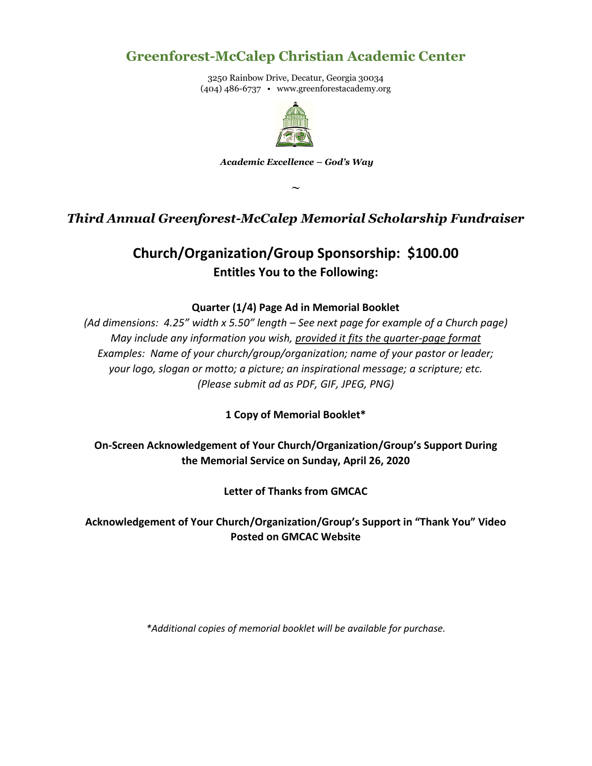# Greenforest-McCalep Christian Academic Center

3250 Rainbow Drive, Decatur, Georgia 30034
(404) 486-6737 • www.greenforestacademy.org

***Academic Excellence – God's Way***

~

## *Third Annual Greenforest-McCalep Memorial Scholarship Fundraiser*

## Church/Organization/Group Sponsorship: $100.00

### Entitles You to the Following:

**Quarter (1/4) Page Ad in Memorial Booklet**

*(Ad dimensions: 4.25" width x 5.50" length – See next page for example of a Church page)*
*May include any information you wish, provided it fits the quarter-page format*
*Examples: Name of your church/group/organization; name of your pastor or leader; your logo, slogan or motto; a picture; an inspirational message; a scripture; etc.*
*(Please submit ad as PDF, GIF, JPEG, PNG)*

**1 Copy of Memorial Booklet***

**On-Screen Acknowledgement of Your Church/Organization/Group's Support During the Memorial Service on Sunday, April 26, 2020**

**Letter of Thanks from GMCAC**

**Acknowledgement of Your Church/Organization/Group's Support in "Thank You" Video Posted on GMCAC Website**

*\*Additional copies of memorial booklet will be available for purchase.*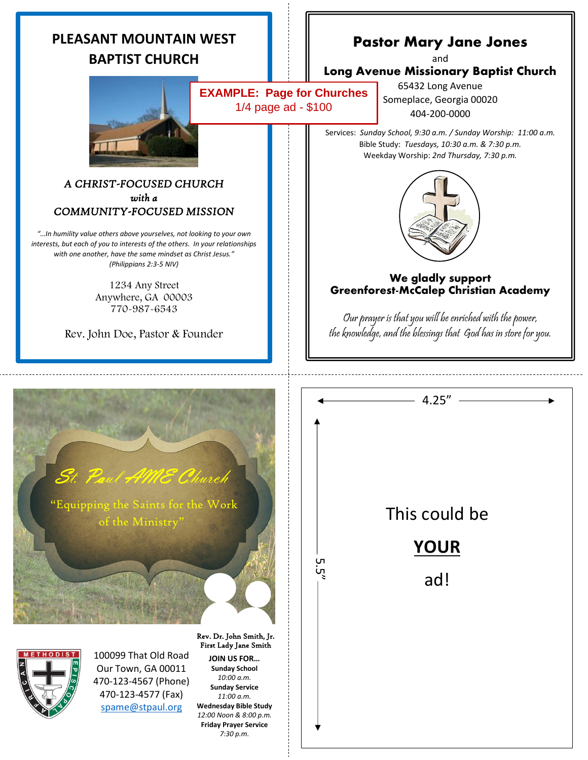## PLEASANT MOUNTAIN WEST BAPTIST CHURCH

*A CHRIST-FOCUSED CHURCH*
***with a***
*COMMUNITY-FOCUSED MISSION*

*"…In humility value others above yourselves, not looking to your own interests, but each of you to interests of the others. In your relationships with one another, have the same mindset as Christ Jesus." (Philippians 2:3-5 NIV)*

1234 Any Street
Anywhere, GA 00003
770-987-6543

Rev. John Doe, Pastor & Founder

**EXAMPLE: Page for Churches**
1/4 page ad - $100

## Pastor Mary Jane Jones

and

### Long Avenue Missionary Baptist Church

65432 Long Avenue
Someplace, Georgia 00020
404-200-0000

Services: *Sunday School, 9:30 a.m. / Sunday Worship: 11:00 a.m.*
Bible Study: *Tuesdays, 10:30 a.m. & 7:30 p.m.*
Weekday Worship: *2nd Thursday, 7:30 p.m.*

**We gladly support**
**Greenforest-McCalep Christian Academy**

*Our prayer is that you will be enriched with the power, the knowledge, and the blessings that God has in store for you.*

*St. Paul AME Church*

"Equipping the Saints for the Work of the Ministry"

METHODIST AFRICAN EPISCOPAL

100099 That Old Road
Our Town, GA 00011
470-123-4567 (Phone)
470-123-4577 (Fax)
spame@stpaul.org

Rev. Dr. John Smith, Jr.
First Lady Jane Smith

**JOIN US FOR…**

**Sunday School**
*10:00 a.m.*

**Sunday Service**
*11:00 a.m.*

**Wednesday Bible Study**
*12:00 Noon & 8:00 p.m.*

**Friday Prayer Service**
*7:30 p.m.*

4.25"

5.5"

This could be

**YOUR**

ad!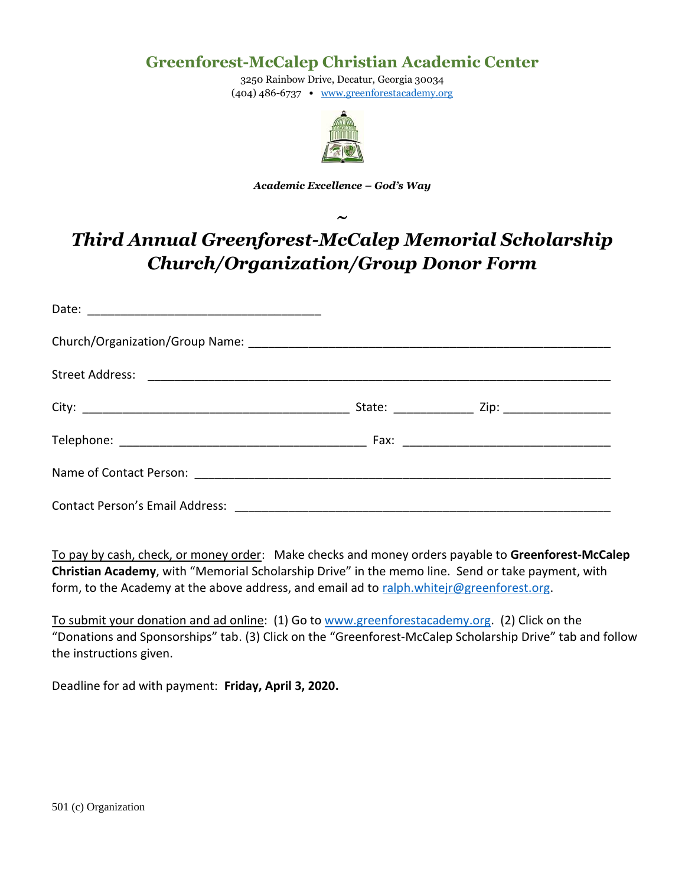# Greenforest-McCalep Christian Academic Center

3250 Rainbow Drive, Decatur, Georgia 30034
(404) 486-6737 • www.greenforestacademy.org

***Academic Excellence – God's Way***

~

## *Third Annual Greenforest-McCalep Memorial Scholarship Church/Organization/Group Donor Form*

Date: ___________________________________

Church/Organization/Group Name: ______________________________________________________

Street Address: ______________________________________________________________________

City: ________________________________________ State: ____________ Zip: ________________

Telephone: _____________________________________ Fax: ______________________________

Name of Contact Person: ______________________________________________________________

Contact Person's Email Address: ________________________________________________________

To pay by cash, check, or money order: Make checks and money orders payable to **Greenforest-McCalep Christian Academy**, with "Memorial Scholarship Drive" in the memo line. Send or take payment, with form, to the Academy at the above address, and email ad to ralph.whitejr@greenforest.org.

To submit your donation and ad online: (1) Go to www.greenforestacademy.org. (2) Click on the "Donations and Sponsorships" tab. (3) Click on the "Greenforest-McCalep Scholarship Drive" tab and follow the instructions given.

Deadline for ad with payment: **Friday, April 3, 2020.**

501 (c) Organization